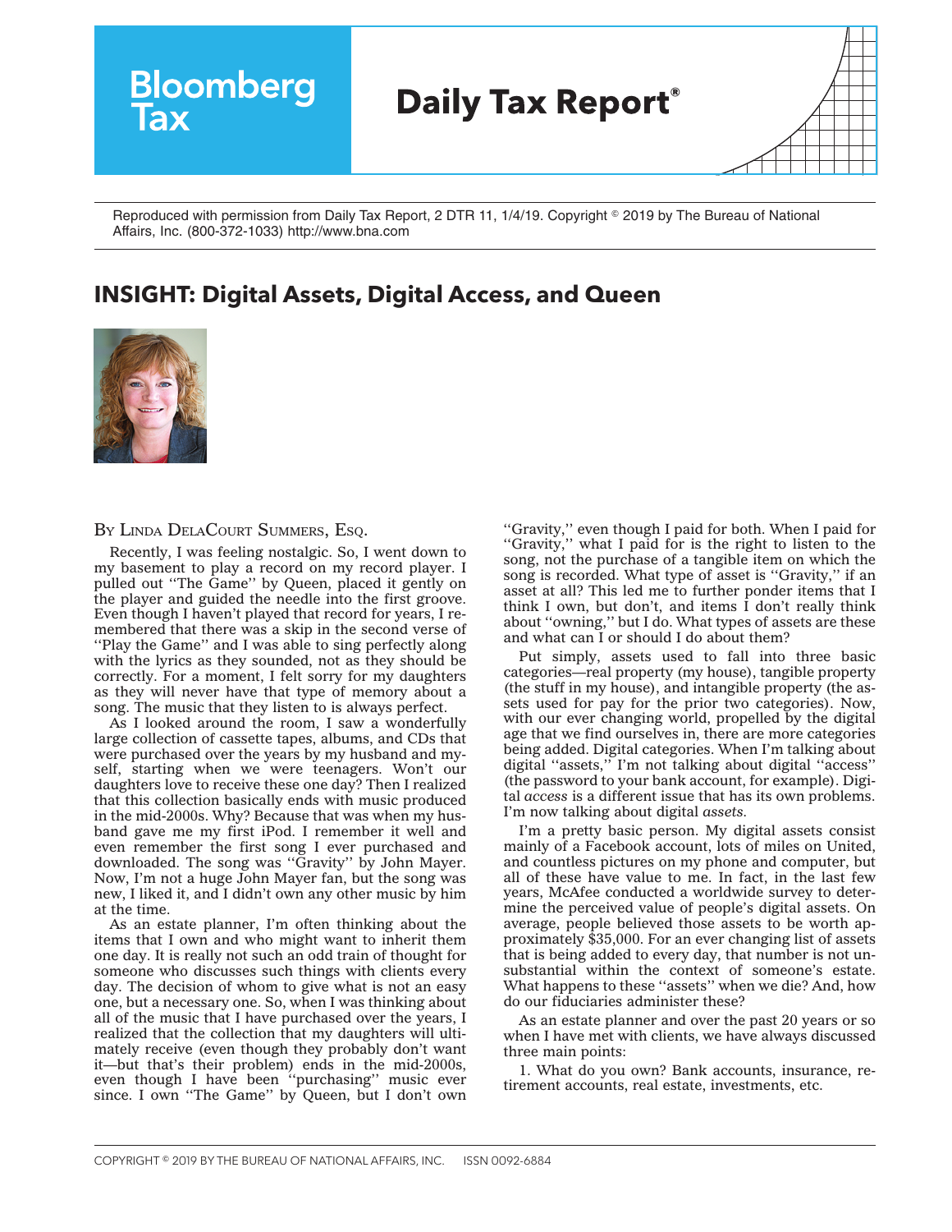# Bloomberg Tax

## Daily Tax Report®

Reproduced with permission from Daily Tax Report, 2 DTR 11, 1/4/19. Copyright © 2019 by The Bureau of National Affairs, Inc. (800-372-1033) http://www.bna.com

## INSIGHT: Digital Assets, Digital Access, and Queen

BY LINDA DELACOURT SUMMERS, ESQ.

Recently, I was feeling nostalgic. So, I went down to my basement to play a record on my record player. I pulled out ''The Game'' by Queen, placed it gently on the player and guided the needle into the first groove. Even though I haven't played that record for years, I remembered that there was a skip in the second verse of ''Play the Game'' and I was able to sing perfectly along with the lyrics as they sounded, not as they should be correctly. For a moment, I felt sorry for my daughters as they will never have that type of memory about a song. The music that they listen to is always perfect.

As I looked around the room, I saw a wonderfully large collection of cassette tapes, albums, and CDs that were purchased over the years by my husband and myself, starting when we were teenagers. Won't our daughters love to receive these one day? Then I realized that this collection basically ends with music produced in the mid-2000s. Why? Because that was when my husband gave me my first iPod. I remember it well and even remember the first song I ever purchased and downloaded. The song was ''Gravity'' by John Mayer. Now, I'm not a huge John Mayer fan, but the song was new, I liked it, and I didn't own any other music by him at the time.

As an estate planner, I'm often thinking about the items that I own and who might want to inherit them one day. It is really not such an odd train of thought for someone who discusses such things with clients every day. The decision of whom to give what is not an easy one, but a necessary one. So, when I was thinking about all of the music that I have purchased over the years, I realized that the collection that my daughters will ultimately receive (even though they probably don't want it—but that's their problem) ends in the mid-2000s, even though I have been ''purchasing'' music ever since. I own ''The Game'' by Queen, but I don't own ''Gravity,'' even though I paid for both. When I paid for ''Gravity,'' what I paid for is the right to listen to the song, not the purchase of a tangible item on which the song is recorded. What type of asset is ''Gravity,'' if an asset at all? This led me to further ponder items that I think I own, but don't, and items I don't really think about ''owning,'' but I do. What types of assets are these and what can I or should I do about them?

Put simply, assets used to fall into three basic categories—real property (my house), tangible property (the stuff in my house), and intangible property (the assets used for pay for the prior two categories). Now, with our ever changing world, propelled by the digital age that we find ourselves in, there are more categories being added. Digital categories. When I'm talking about digital ''assets,'' I'm not talking about digital ''access'' (the password to your bank account, for example). Digital *access* is a different issue that has its own problems. I'm now talking about digital *assets*.

I'm a pretty basic person. My digital assets consist mainly of a Facebook account, lots of miles on United, and countless pictures on my phone and computer, but all of these have value to me. In fact, in the last few years, McAfee conducted a worldwide survey to determine the perceived value of people's digital assets. On average, people believed those assets to be worth approximately $35,000. For an ever changing list of assets that is being added to every day, that number is not unsubstantial within the context of someone's estate. What happens to these ''assets'' when we die? And, how do our fiduciaries administer these?

As an estate planner and over the past 20 years or so when I have met with clients, we have always discussed three main points:

1. What do you own? Bank accounts, insurance, retirement accounts, real estate, investments, etc.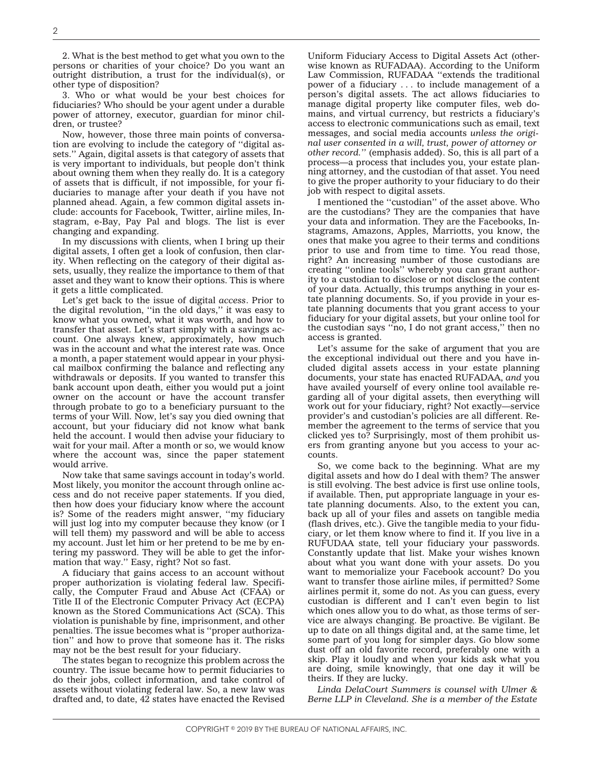2. What is the best method to get what you own to the persons or charities of your choice? Do you want an outright distribution, a trust for the individual(s), or other type of disposition?

3. Who or what would be your best choices for fiduciaries? Who should be your agent under a durable power of attorney, executor, guardian for minor children, or trustee?

Now, however, those three main points of conversation are evolving to include the category of ''digital assets.'' Again, digital assets is that category of assets that is very important to individuals, but people don't think about owning them when they really do. It is a category of assets that is difficult, if not impossible, for your fiduciaries to manage after your death if you have not planned ahead. Again, a few common digital assets include: accounts for Facebook, Twitter, airline miles, Instagram, e-Bay, Pay Pal and blogs. The list is ever changing and expanding.

In my discussions with clients, when I bring up their digital assets, I often get a look of confusion, then clarity. When reflecting on the category of their digital assets, usually, they realize the importance to them of that asset and they want to know their options. This is where it gets a little complicated.

Let's get back to the issue of digital *access*. Prior to the digital revolution, ''in the old days,'' it was easy to know what you owned, what it was worth, and how to transfer that asset. Let's start simply with a savings account. One always knew, approximately, how much was in the account and what the interest rate was. Once a month, a paper statement would appear in your physical mailbox confirming the balance and reflecting any withdrawals or deposits. If you wanted to transfer this bank account upon death, either you would put a joint owner on the account or have the account transfer through probate to go to a beneficiary pursuant to the terms of your Will. Now, let's say you died owning that account, but your fiduciary did not know what bank held the account. I would then advise your fiduciary to wait for your mail. After a month or so, we would know where the account was, since the paper statement would arrive.

Now take that same savings account in today's world. Most likely, you monitor the account through online access and do not receive paper statements. If you died, then how does your fiduciary know where the account is? Some of the readers might answer, ''my fiduciary will just log into my computer because they know (or I will tell them) my password and will be able to access my account. Just let him or her pretend to be me by entering my password. They will be able to get the information that way.'' Easy, right? Not so fast.

A fiduciary that gains access to an account without proper authorization is violating federal law. Specifically, the Computer Fraud and Abuse Act (CFAA) or Title II of the Electronic Computer Privacy Act (ECPA) known as the Stored Communications Act (SCA). This violation is punishable by fine, imprisonment, and other penalties. The issue becomes what is ''proper authorization'' and how to prove that someone has it. The risks may not be the best result for your fiduciary.

The states began to recognize this problem across the country. The issue became how to permit fiduciaries to do their jobs, collect information, and take control of assets without violating federal law. So, a new law was drafted and, to date, 42 states have enacted the Revised Uniform Fiduciary Access to Digital Assets Act (otherwise known as RUFADAA). According to the Uniform Law Commission, RUFADAA ''extends the traditional power of a fiduciary . . . to include management of a person's digital assets. The act allows fiduciaries to manage digital property like computer files, web domains, and virtual currency, but restricts a fiduciary's access to electronic communications such as email, text messages, and social media accounts *unless the original user consented in a will, trust, power of attorney or other record.*'' (emphasis added). So, this is all part of a process—a process that includes you, your estate planning attorney, and the custodian of that asset. You need to give the proper authority to your fiduciary to do their job with respect to digital assets.

I mentioned the ''custodian'' of the asset above. Who are the custodians? They are the companies that have your data and information. They are the Facebooks, Instagrams, Amazons, Apples, Marriotts, you know, the ones that make you agree to their terms and conditions prior to use and from time to time. You read those, right? An increasing number of those custodians are creating ''online tools'' whereby you can grant authority to a custodian to disclose or not disclose the content of your data. Actually, this trumps anything in your estate planning documents. So, if you provide in your estate planning documents that you grant access to your fiduciary for your digital assets, but your online tool for the custodian says ''no, I do not grant access,'' then no access is granted.

Let's assume for the sake of argument that you are the exceptional individual out there and you have included digital assets access in your estate planning documents, your state has enacted RUFADAA, *and* you have availed yourself of every online tool available regarding all of your digital assets, then everything will work out for your fiduciary, right? Not exactly—service provider's and custodian's policies are all different. Remember the agreement to the terms of service that you clicked yes to? Surprisingly, most of them prohibit users from granting anyone but you access to your accounts.

So, we come back to the beginning. What are my digital assets and how do I deal with them? The answer is still evolving. The best advice is first use online tools, if available. Then, put appropriate language in your estate planning documents. Also, to the extent you can, back up all of your files and assets on tangible media (flash drives, etc.). Give the tangible media to your fiduciary, or let them know where to find it. If you live in a RUFUDAA state, tell your fiduciary your passwords. Constantly update that list. Make your wishes known about what you want done with your assets. Do you want to memorialize your Facebook account? Do you want to transfer those airline miles, if permitted? Some airlines permit it, some do not. As you can guess, every custodian is different and I can't even begin to list which ones allow you to do what, as those terms of service are always changing. Be proactive. Be vigilant. Be up to date on all things digital and, at the same time, let some part of you long for simpler days. Go blow some dust off an old favorite record, preferably one with a skip. Play it loudly and when your kids ask what you are doing, smile knowingly, that one day it will be theirs. If they are lucky.

*Linda DelaCourt Summers is counsel with Ulmer & Berne LLP in Cleveland. She is a member of the Estate*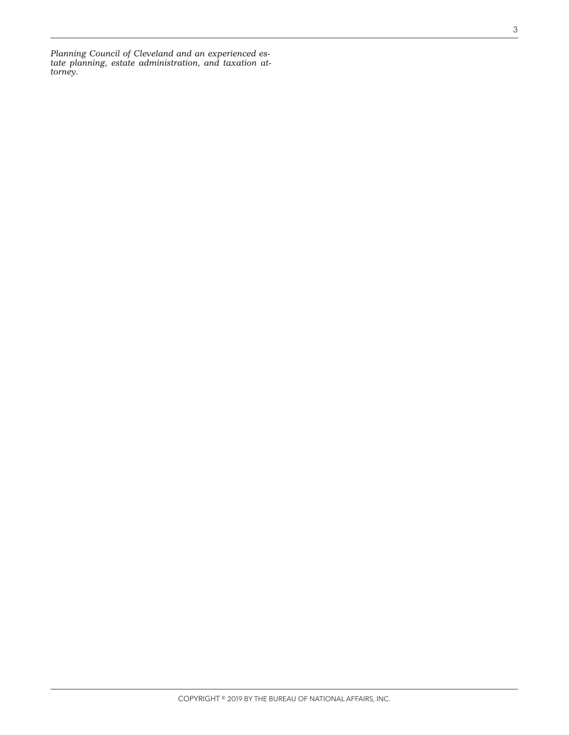*Planning Council of Cleveland and an experienced estate planning, estate administration, and taxation attorney.*